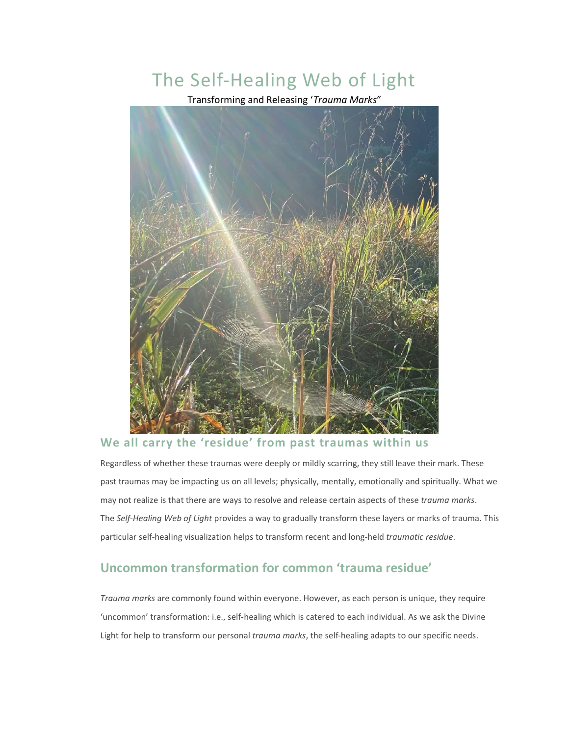# The Self-Healing Web of Light

Transforming and Releasing '*Trauma Marks*"

## We all carry the 'residue' from past traumas within us

Regardless of whether these traumas were deeply or mildly scarring, they still leave their mark. These past traumas may be impacting us on all levels; physically, mentally, emotionally and spiritually. What we may not realize is that there are ways to resolve and release certain aspects of these *trauma marks*. The *Self-Healing Web of Light* provides a way to gradually transform these layers or marks of trauma. This particular self-healing visualization helps to transform recent and long-held *traumatic residue*.

## Uncommon transformation for common 'trauma residue'

*Trauma marks* are commonly found within everyone. However, as each person is unique, they require 'uncommon' transformation: i.e., self-healing which is catered to each individual. As we ask the Divine Light for help to transform our personal *trauma marks*, the self-healing adapts to our specific needs.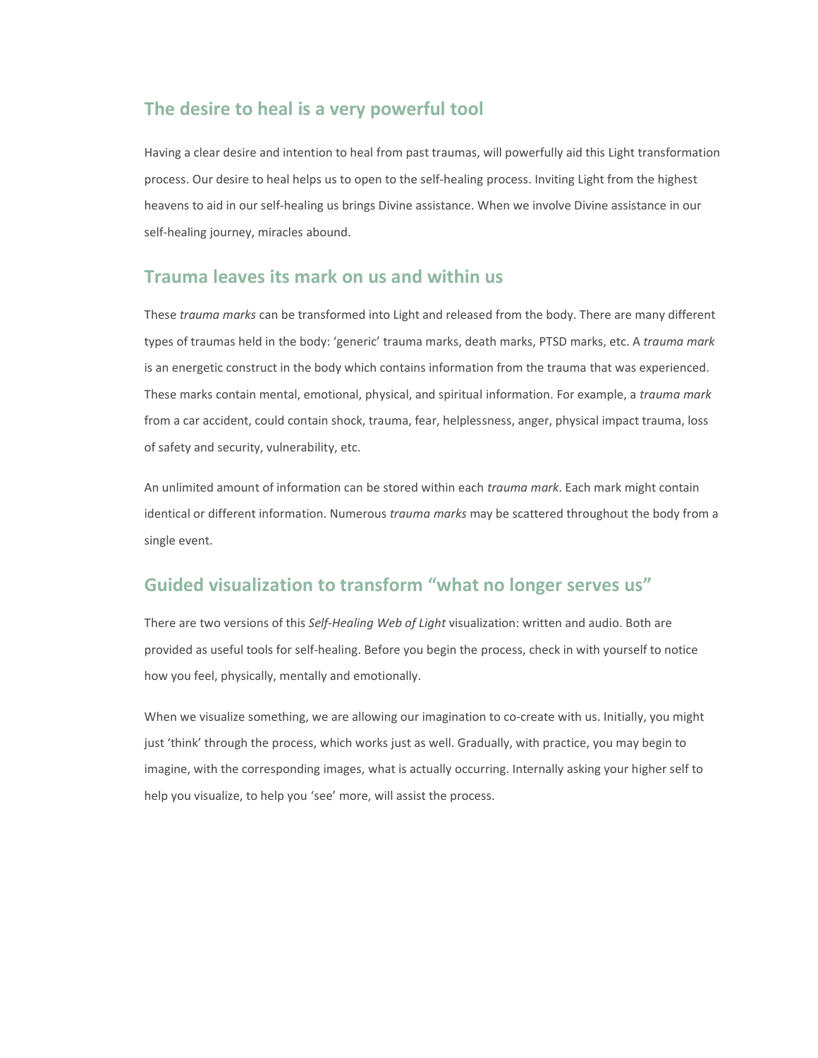## The desire to heal is a very powerful tool

Having a clear desire and intention to heal from past traumas, will powerfully aid this Light transformation process. Our desire to heal helps us to open to the self-healing process. Inviting Light from the highest heavens to aid in our self-healing us brings Divine assistance. When we involve Divine assistance in our self-healing journey, miracles abound.

## Trauma leaves its mark on us and within us

These *trauma marks* can be transformed into Light and released from the body. There are many different types of traumas held in the body: 'generic' trauma marks, death marks, PTSD marks, etc. A *trauma mark* is an energetic construct in the body which contains information from the trauma that was experienced. These marks contain mental, emotional, physical, and spiritual information. For example, a *trauma mark* from a car accident, could contain shock, trauma, fear, helplessness, anger, physical impact trauma, loss of safety and security, vulnerability, etc.

An unlimited amount of information can be stored within each *trauma mark*. Each mark might contain identical or different information. Numerous *trauma marks* may be scattered throughout the body from a single event.

## Guided visualization to transform "what no longer serves us"

There are two versions of this *Self-Healing Web of Light* visualization: written and audio. Both are provided as useful tools for self-healing. Before you begin the process, check in with yourself to notice how you feel, physically, mentally and emotionally.

When we visualize something, we are allowing our imagination to co-create with us. Initially, you might just 'think' through the process, which works just as well. Gradually, with practice, you may begin to imagine, with the corresponding images, what is actually occurring. Internally asking your higher self to help you visualize, to help you 'see' more, will assist the process.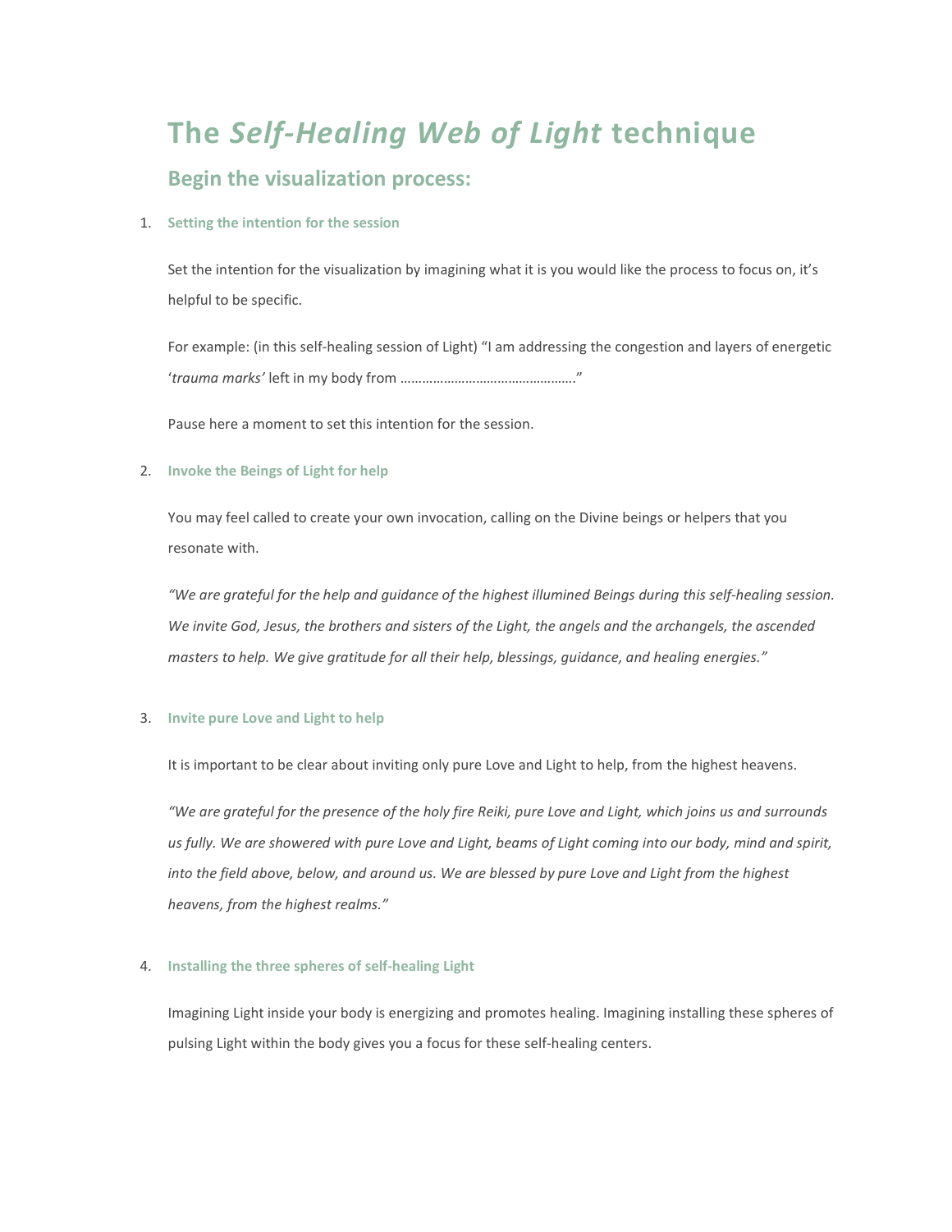# The *Self-Healing Web of Light* technique

## Begin the visualization process:

1. **Setting the intention for the session**

   Set the intention for the visualization by imagining what it is you would like the process to focus on, it's helpful to be specific.

   For example: (in this self-healing session of Light) "I am addressing the congestion and layers of energetic '*trauma marks'* left in my body from …………………………………………."

   Pause here a moment to set this intention for the session.

2. **Invoke the Beings of Light for help**

   You may feel called to create your own invocation, calling on the Divine beings or helpers that you resonate with.

   *"We are grateful for the help and guidance of the highest illumined Beings during this self-healing session. We invite God, Jesus, the brothers and sisters of the Light, the angels and the archangels, the ascended masters to help. We give gratitude for all their help, blessings, guidance, and healing energies."*

3. **Invite pure Love and Light to help**

   It is important to be clear about inviting only pure Love and Light to help, from the highest heavens.

   *"We are grateful for the presence of the holy fire Reiki, pure Love and Light, which joins us and surrounds us fully. We are showered with pure Love and Light, beams of Light coming into our body, mind and spirit, into the field above, below, and around us. We are blessed by pure Love and Light from the highest heavens, from the highest realms."*

4. **Installing the three spheres of self-healing Light**

   Imagining Light inside your body is energizing and promotes healing. Imagining installing these spheres of pulsing Light within the body gives you a focus for these self-healing centers.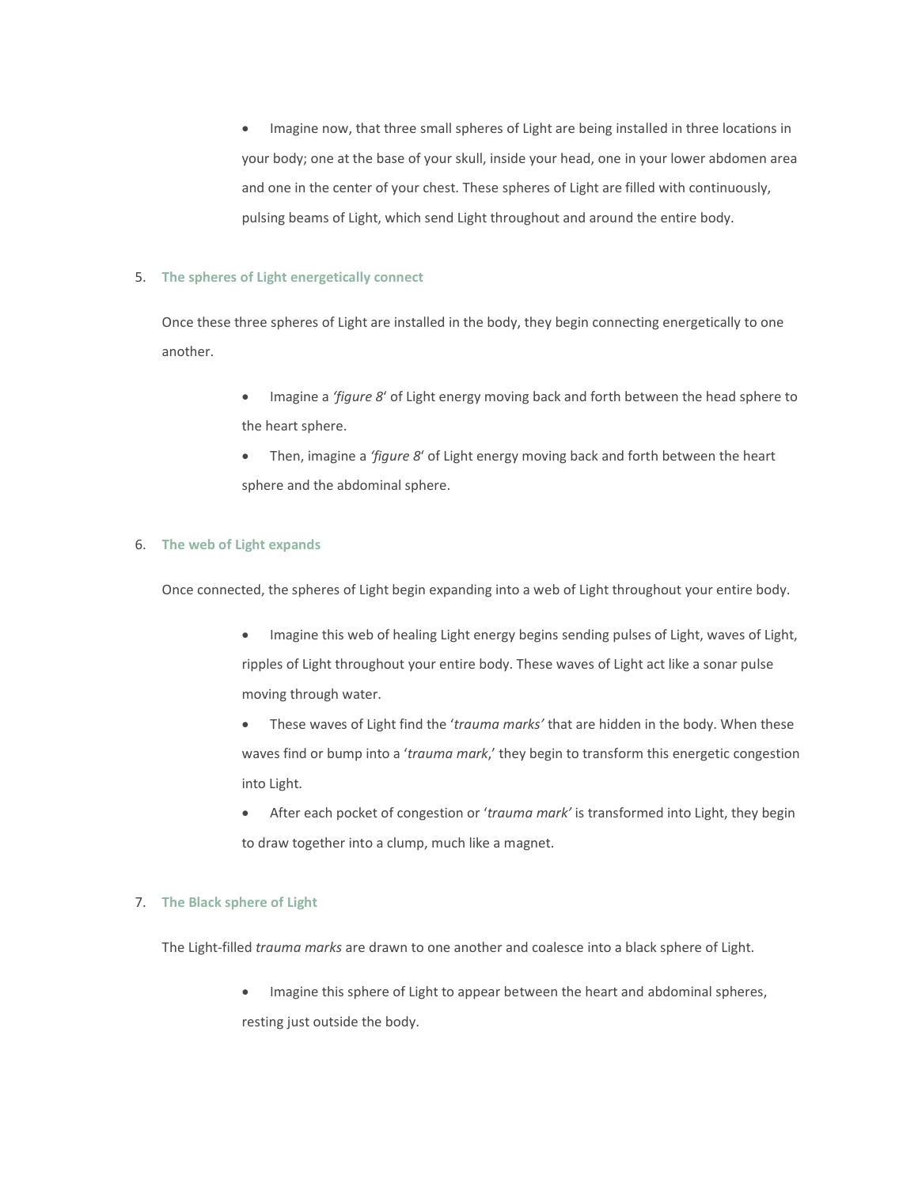- Imagine now, that three small spheres of Light are being installed in three locations in your body; one at the base of your skull, inside your head, one in your lower abdomen area and one in the center of your chest. These spheres of Light are filled with continuously, pulsing beams of Light, which send Light throughout and around the entire body.

5. **The spheres of Light energetically connect**

   Once these three spheres of Light are installed in the body, they begin connecting energetically to one another.

   - Imagine a *'figure 8*' of Light energy moving back and forth between the head sphere to the heart sphere.
   - Then, imagine a *'figure 8*' of Light energy moving back and forth between the heart sphere and the abdominal sphere.

6. **The web of Light expands**

   Once connected, the spheres of Light begin expanding into a web of Light throughout your entire body.

   - Imagine this web of healing Light energy begins sending pulses of Light, waves of Light, ripples of Light throughout your entire body. These waves of Light act like a sonar pulse moving through water.
   - These waves of Light find the '*trauma marks'* that are hidden in the body. When these waves find or bump into a '*trauma mark*,' they begin to transform this energetic congestion into Light.
   - After each pocket of congestion or '*trauma mark'* is transformed into Light, they begin to draw together into a clump, much like a magnet.

7. **The Black sphere of Light**

   The Light-filled *trauma marks* are drawn to one another and coalesce into a black sphere of Light.

   - Imagine this sphere of Light to appear between the heart and abdominal spheres, resting just outside the body.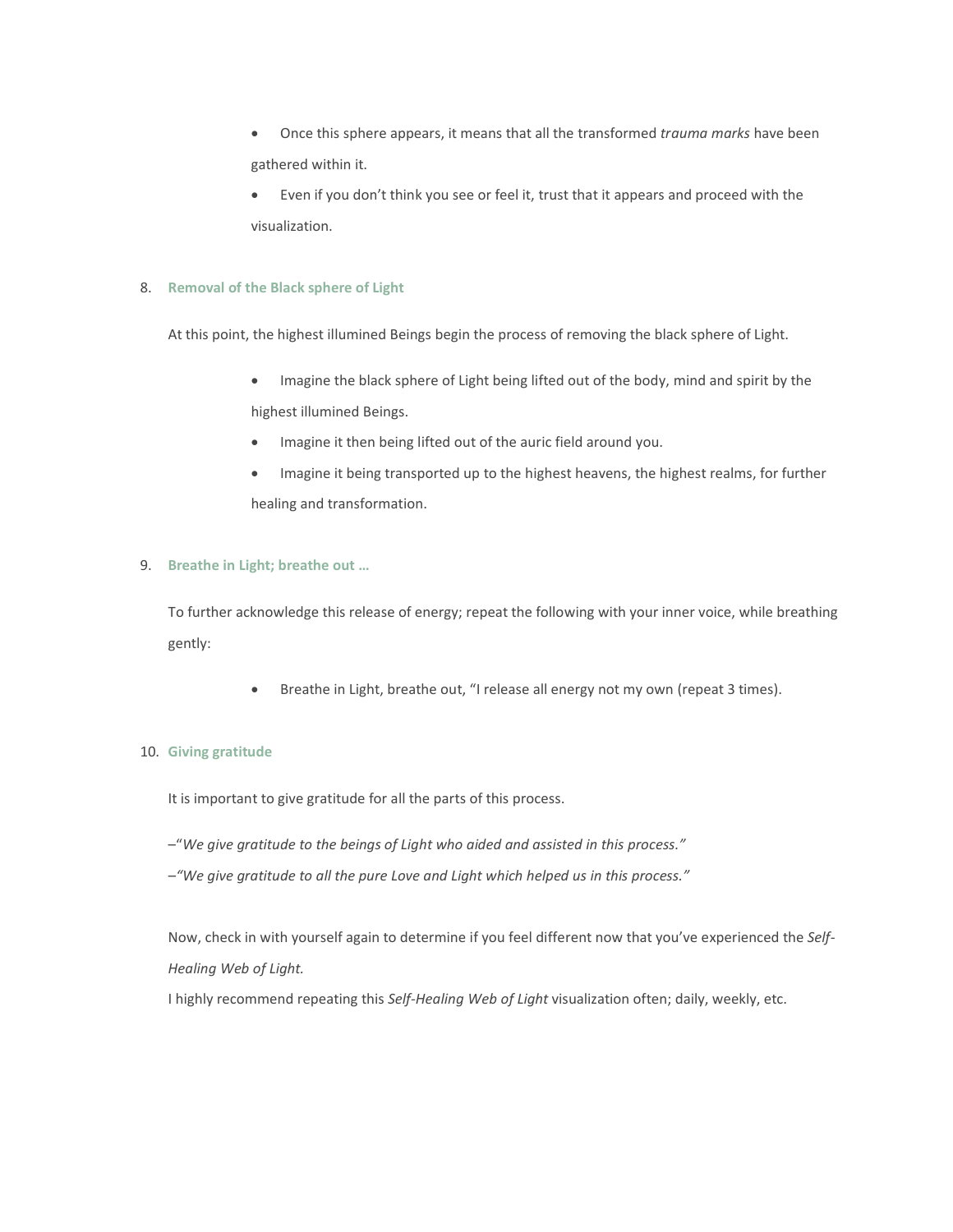- Once this sphere appears, it means that all the transformed *trauma marks* have been gathered within it.
- Even if you don't think you see or feel it, trust that it appears and proceed with the visualization.

8. **Removal of the Black sphere of Light**

At this point, the highest illumined Beings begin the process of removing the black sphere of Light.

- Imagine the black sphere of Light being lifted out of the body, mind and spirit by the highest illumined Beings.
- Imagine it then being lifted out of the auric field around you.
- Imagine it being transported up to the highest heavens, the highest realms, for further healing and transformation.

9. **Breathe in Light; breathe out …**

To further acknowledge this release of energy; repeat the following with your inner voice, while breathing gently:

- Breathe in Light, breathe out, "I release all energy not my own (repeat 3 times).

10. **Giving gratitude**

It is important to give gratitude for all the parts of this process.

–"*We give gratitude to the beings of Light who aided and assisted in this process."*

–*"We give gratitude to all the pure Love and Light which helped us in this process."*

Now, check in with yourself again to determine if you feel different now that you've experienced the *Self-Healing Web of Light.*

I highly recommend repeating this *Self-Healing Web of Light* visualization often; daily, weekly, etc.